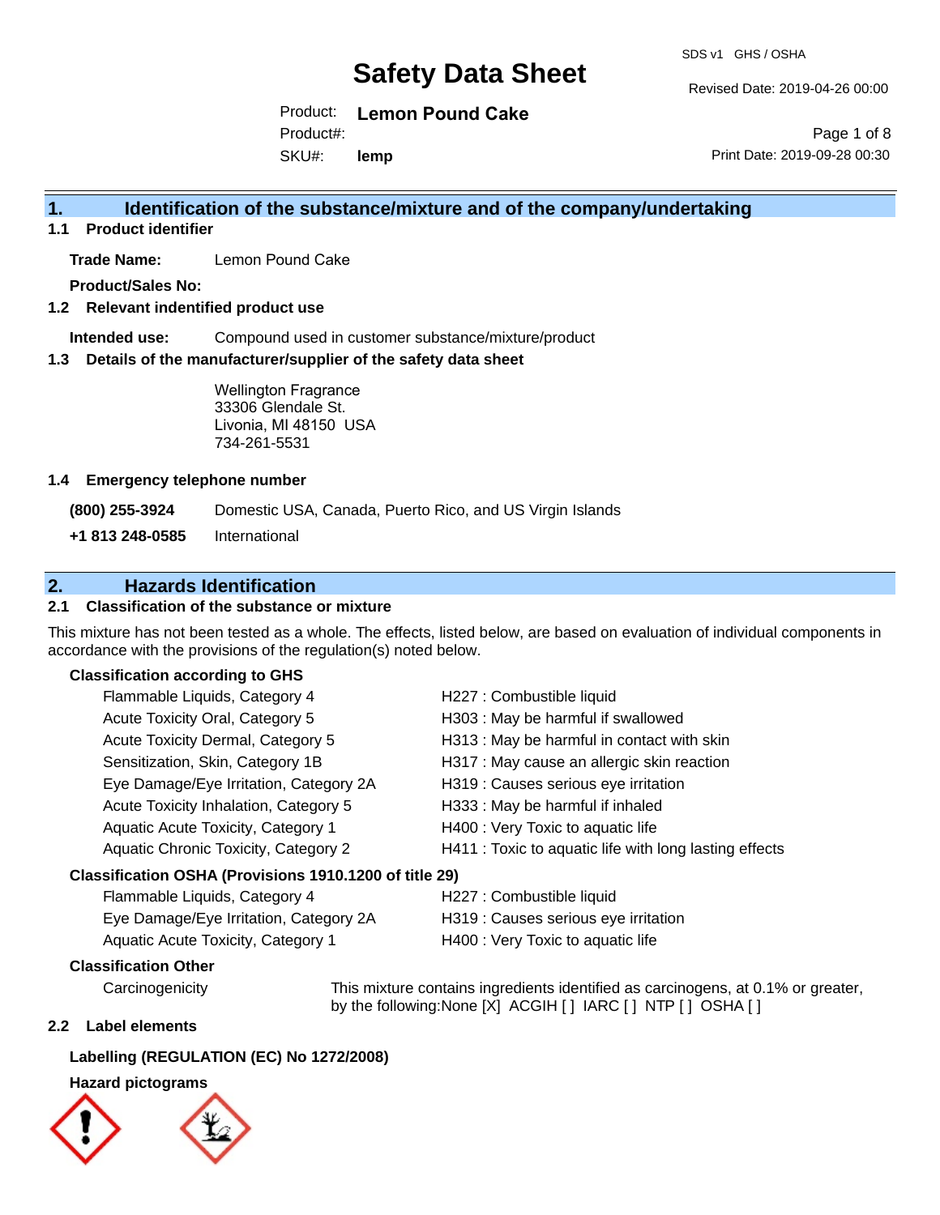# Safety Data Sheet

SDS v1 GHS / OSHA

Revised Date: 2019-04-26 00:00

Print Date: 2019-09-28 00:30

Product: **Lemon Pound Cake**
Product#:
SKU#: **lemp**

## 1. Identification of the substance/mixture and of the company/undertaking

### 1.1 Product identifier

**Trade Name:** Lemon Pound Cake

**Product/Sales No:**

### 1.2 Relevant indentified product use

**Intended use:** Compound used in customer substance/mixture/product

### 1.3 Details of the manufacturer/supplier of the safety data sheet

Wellington Fragrance
33306 Glendale St.
Livonia, MI 48150 USA
734-261-5531

### 1.4 Emergency telephone number

**(800) 255-3924** Domestic USA, Canada, Puerto Rico, and US Virgin Islands

**+1 813 248-0585** International

## 2. Hazards Identification

### 2.1 Classification of the substance or mixture

This mixture has not been tested as a whole. The effects, listed below, are based on evaluation of individual components in accordance with the provisions of the regulation(s) noted below.

**Classification according to GHS**

| | |
|---|---|
| Flammable Liquids, Category 4 | H227 : Combustible liquid |
| Acute Toxicity Oral, Category 5 | H303 : May be harmful if swallowed |
| Acute Toxicity Dermal, Category 5 | H313 : May be harmful in contact with skin |
| Sensitization, Skin, Category 1B | H317 : May cause an allergic skin reaction |
| Eye Damage/Eye Irritation, Category 2A | H319 : Causes serious eye irritation |
| Acute Toxicity Inhalation, Category 5 | H333 : May be harmful if inhaled |
| Aquatic Acute Toxicity, Category 1 | H400 : Very Toxic to aquatic life |
| Aquatic Chronic Toxicity, Category 2 | H411 : Toxic to aquatic life with long lasting effects |

**Classification OSHA (Provisions 1910.1200 of title 29)**

| | |
|---|---|
| Flammable Liquids, Category 4 | H227 : Combustible liquid |
| Eye Damage/Eye Irritation, Category 2A | H319 : Causes serious eye irritation |
| Aquatic Acute Toxicity, Category 1 | H400 : Very Toxic to aquatic life |

**Classification Other**

Carcinogenicity: This mixture contains ingredients identified as carcinogens, at 0.1% or greater, by the following:None [X] ACGIH [ ] IARC [ ] NTP [ ] OSHA [ ]

### 2.2 Label elements

**Labelling (REGULATION (EC) No 1272/2008)**

**Hazard pictograms**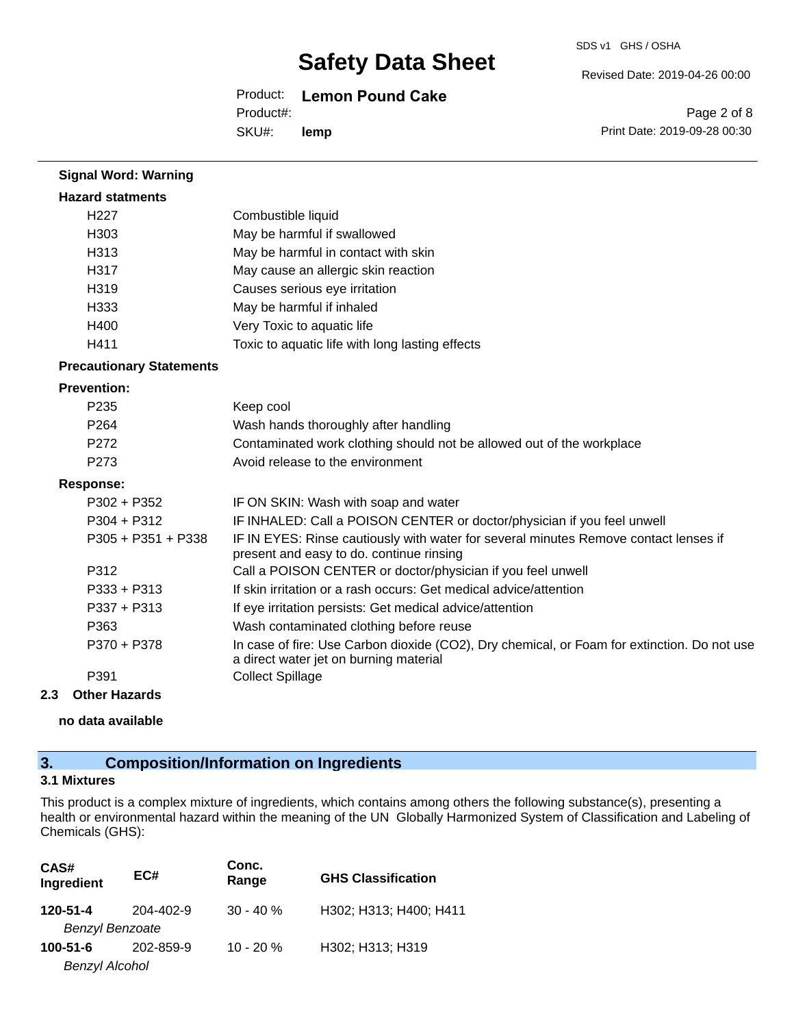**Signal Word: Warning**

**Hazard statments**

| | |
|---|---|
| H227 | Combustible liquid |
| H303 | May be harmful if swallowed |
| H313 | May be harmful in contact with skin |
| H317 | May cause an allergic skin reaction |
| H319 | Causes serious eye irritation |
| H333 | May be harmful if inhaled |
| H400 | Very Toxic to aquatic life |
| H411 | Toxic to aquatic life with long lasting effects |

**Precautionary Statements**

**Prevention:**

| | |
|---|---|
| P235 | Keep cool |
| P264 | Wash hands thoroughly after handling |
| P272 | Contaminated work clothing should not be allowed out of the workplace |
| P273 | Avoid release to the environment |

**Response:**

| | |
|---|---|
| P302 + P352 | IF ON SKIN: Wash with soap and water |
| P304 + P312 | IF INHALED: Call a POISON CENTER or doctor/physician if you feel unwell |
| P305 + P351 + P338 | IF IN EYES: Rinse cautiously with water for several minutes Remove contact lenses if present and easy to do. continue rinsing |
| P312 | Call a POISON CENTER or doctor/physician if you feel unwell |
| P333 + P313 | If skin irritation or a rash occurs: Get medical advice/attention |
| P337 + P313 | If eye irritation persists: Get medical advice/attention |
| P363 | Wash contaminated clothing before reuse |
| P370 + P378 | In case of fire: Use Carbon dioxide ($CO_2$), Dry chemical, or Foam for extinction. Do not use a direct water jet on burning material |
| P391 | Collect Spillage |

### 2.3 Other Hazards

**no data available**

## 3. Composition/Information on Ingredients

### 3.1 Mixtures

This product is a complex mixture of ingredients, which contains among others the following substance(s), presenting a health or environmental hazard within the meaning of the UN Globally Harmonized System of Classification and Labeling of Chemicals (GHS):

| CAS# Ingredient | EC# | Conc. Range | GHS Classification |
|---|---|---|---|
| **120-51-4** *Benzyl Benzoate* | 204-402-9 | 30 - 40 % | H302; H313; H400; H411 |
| **100-51-6** *Benzyl Alcohol* | 202-859-9 | 10 - 20 % | H302; H313; H319 |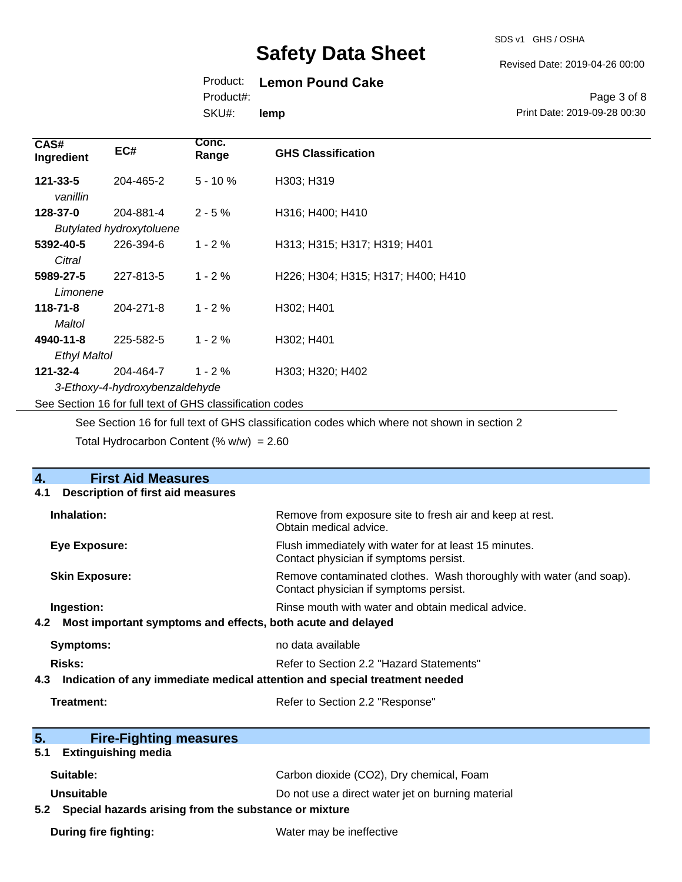| CAS# Ingredient | EC# | Conc. Range | GHS Classification |
|---|---|---|---|
| **121-33-5** *vanillin* | 204-465-2 | 5 - 10 % | H303; H319 |
| **128-37-0** *Butylated hydroxytoluene* | 204-881-4 | 2 - 5 % | H316; H400; H410 |
| **5392-40-5** *Citral* | 226-394-6 | 1 - 2 % | H313; H315; H317; H319; H401 |
| **5989-27-5** *Limonene* | 227-813-5 | 1 - 2 % | H226; H304; H315; H317; H400; H410 |
| **118-71-8** *Maltol* | 204-271-8 | 1 - 2 % | H302; H401 |
| **4940-11-8** *Ethyl Maltol* | 225-582-5 | 1 - 2 % | H302; H401 |
| **121-32-4** *3-Ethoxy-4-hydroxybenzaldehyde* | 204-464-7 | 1 - 2 % | H303; H320; H402 |

See Section 16 for full text of GHS classification codes

See Section 16 for full text of GHS classification codes which where not shown in section 2

Total Hydrocarbon Content (% w/w) = 2.60

## 4. First Aid Measures

### 4.1 Description of first aid measures

**Inhalation:** Remove from exposure site to fresh air and keep at rest. Obtain medical advice.

**Eye Exposure:** Flush immediately with water for at least 15 minutes. Contact physician if symptoms persist.

**Skin Exposure:** Remove contaminated clothes. Wash thoroughly with water (and soap). Contact physician if symptoms persist.

**Ingestion:** Rinse mouth with water and obtain medical advice.

### 4.2 Most important symptoms and effects, both acute and delayed

**Symptoms:** no data available

**Risks:** Refer to Section 2.2 "Hazard Statements"

### 4.3 Indication of any immediate medical attention and special treatment needed

**Treatment:** Refer to Section 2.2 "Response"

## 5. Fire-Fighting measures

### 5.1 Extinguishing media

**Suitable:** Carbon dioxide ($CO_2$), Dry chemical, Foam

**Unsuitable** Do not use a direct water jet on burning material

### 5.2 Special hazards arising from the substance or mixture

**During fire fighting:** Water may be ineffective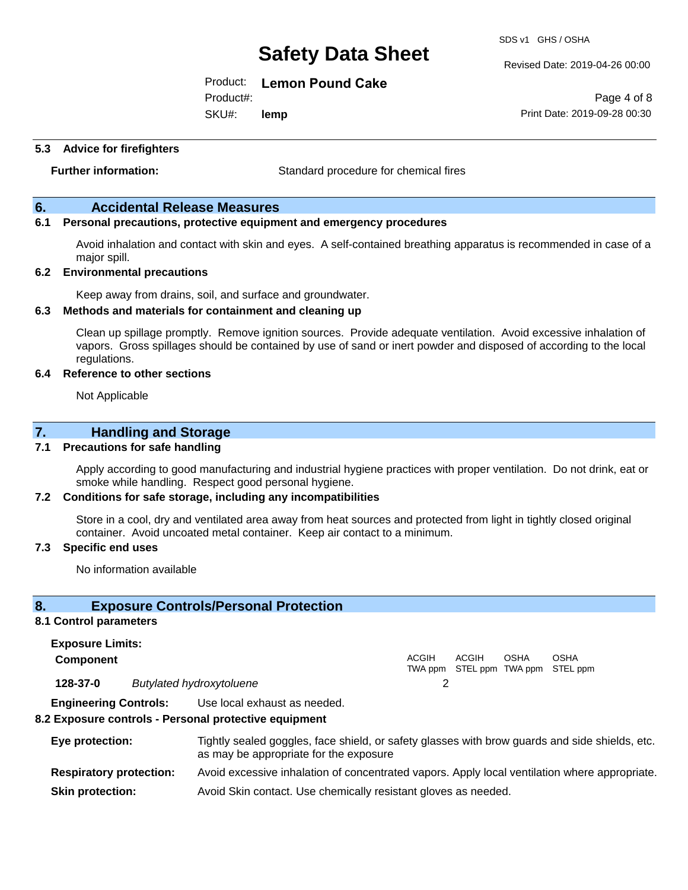### 5.3 Advice for firefighters

**Further information:** Standard procedure for chemical fires

## 6. Accidental Release Measures

### 6.1 Personal precautions, protective equipment and emergency procedures

Avoid inhalation and contact with skin and eyes. A self-contained breathing apparatus is recommended in case of a major spill.

### 6.2 Environmental precautions

Keep away from drains, soil, and surface and groundwater.

### 6.3 Methods and materials for containment and cleaning up

Clean up spillage promptly. Remove ignition sources. Provide adequate ventilation. Avoid excessive inhalation of vapors. Gross spillages should be contained by use of sand or inert powder and disposed of according to the local regulations.

### 6.4 Reference to other sections

Not Applicable

## 7. Handling and Storage

### 7.1 Precautions for safe handling

Apply according to good manufacturing and industrial hygiene practices with proper ventilation. Do not drink, eat or smoke while handling. Respect good personal hygiene.

### 7.2 Conditions for safe storage, including any incompatibilities

Store in a cool, dry and ventilated area away from heat sources and protected from light in tightly closed original container. Avoid uncoated metal container. Keep air contact to a minimum.

### 7.3 Specific end uses

No information available

## 8. Exposure Controls/Personal Protection

### 8.1 Control parameters

**Exposure Limits:**

| Component | | ACGIH TWA ppm | ACGIH STEL ppm | OSHA TWA ppm | OSHA STEL ppm |
|---|---|---|---|---|---|
| **128-37-0** | *Butylated hydroxytoluene* | 2 | | | |

**Engineering Controls:** Use local exhaust as needed.

### 8.2 Exposure controls - Personal protective equipment

**Eye protection:** Tightly sealed goggles, face shield, or safety glasses with brow guards and side shields, etc. as may be appropriate for the exposure

**Respiratory protection:** Avoid excessive inhalation of concentrated vapors. Apply local ventilation where appropriate.

**Skin protection:** Avoid Skin contact. Use chemically resistant gloves as needed.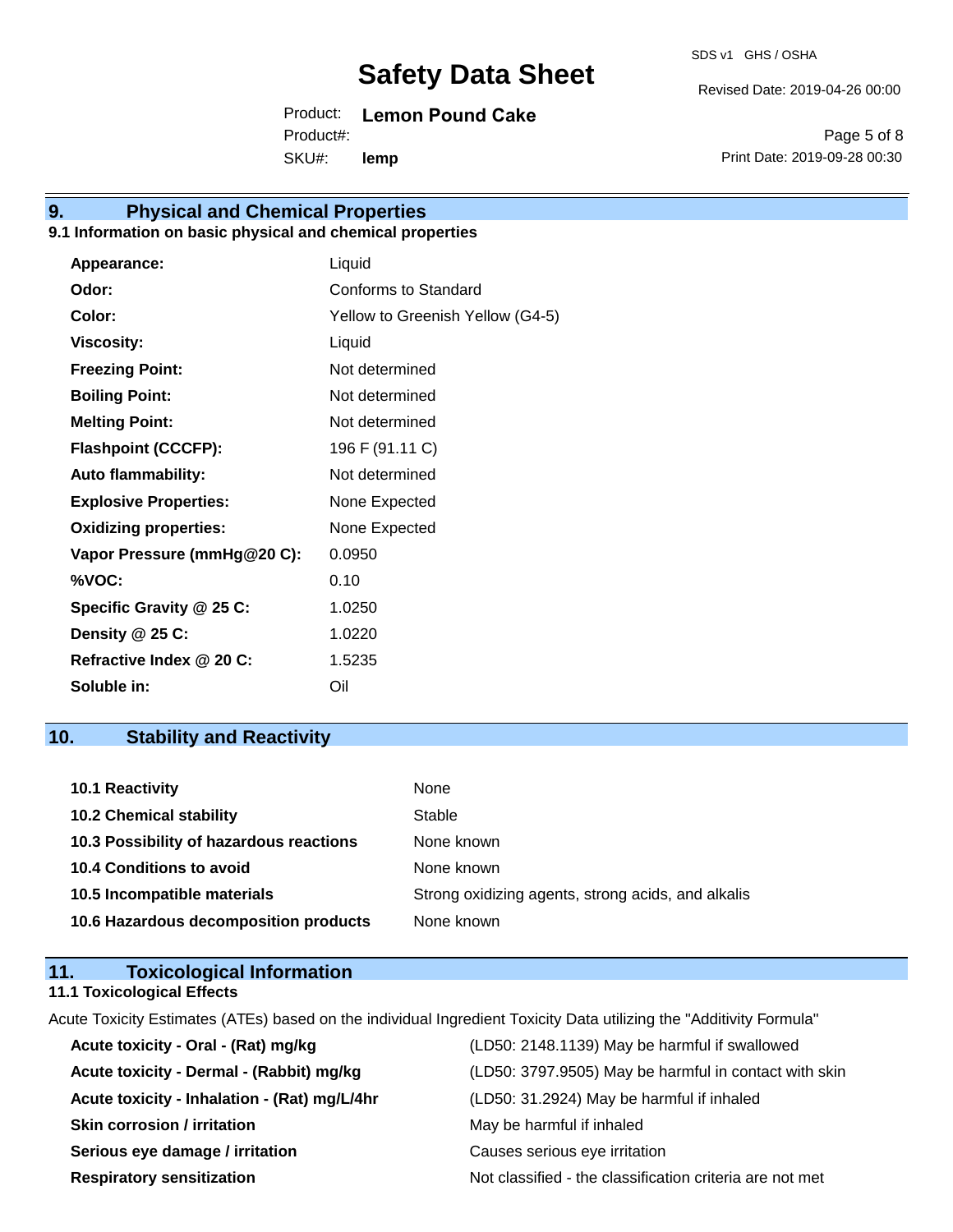## 9. Physical and Chemical Properties

### 9.1 Information on basic physical and chemical properties

| | |
|---|---|
| **Appearance:** | Liquid |
| **Odor:** | Conforms to Standard |
| **Color:** | Yellow to Greenish Yellow (G4-5) |
| **Viscosity:** | Liquid |
| **Freezing Point:** | Not determined |
| **Boiling Point:** | Not determined |
| **Melting Point:** | Not determined |
| **Flashpoint (CCCFP):** | 196 F (91.11 C) |
| **Auto flammability:** | Not determined |
| **Explosive Properties:** | None Expected |
| **Oxidizing properties:** | None Expected |
| **Vapor Pressure (mmHg@20 C):** | 0.0950 |
| **%VOC:** | 0.10 |
| **Specific Gravity @ 25 C:** | 1.0250 |
| **Density @ 25 C:** | 1.0220 |
| **Refractive Index @ 20 C:** | 1.5235 |
| **Soluble in:** | Oil |

## 10. Stability and Reactivity

| | |
|---|---|
| **10.1 Reactivity** | None |
| **10.2 Chemical stability** | Stable |
| **10.3 Possibility of hazardous reactions** | None known |
| **10.4 Conditions to avoid** | None known |
| **10.5 Incompatible materials** | Strong oxidizing agents, strong acids, and alkalis |
| **10.6 Hazardous decomposition products** | None known |

## 11. Toxicological Information

### 11.1 Toxicological Effects

Acute Toxicity Estimates (ATEs) based on the individual Ingredient Toxicity Data utilizing the "Additivity Formula"

| | |
|---|---|
| **Acute toxicity - Oral - (Rat) mg/kg** | (LD50: 2148.1139) May be harmful if swallowed |
| **Acute toxicity - Dermal - (Rabbit) mg/kg** | (LD50: 3797.9505) May be harmful in contact with skin |
| **Acute toxicity - Inhalation - (Rat) mg/L/4hr** | (LD50: 31.2924) May be harmful if inhaled |
| **Skin corrosion / irritation** | May be harmful if inhaled |
| **Serious eye damage / irritation** | Causes serious eye irritation |
| **Respiratory sensitization** | Not classified - the classification criteria are not met |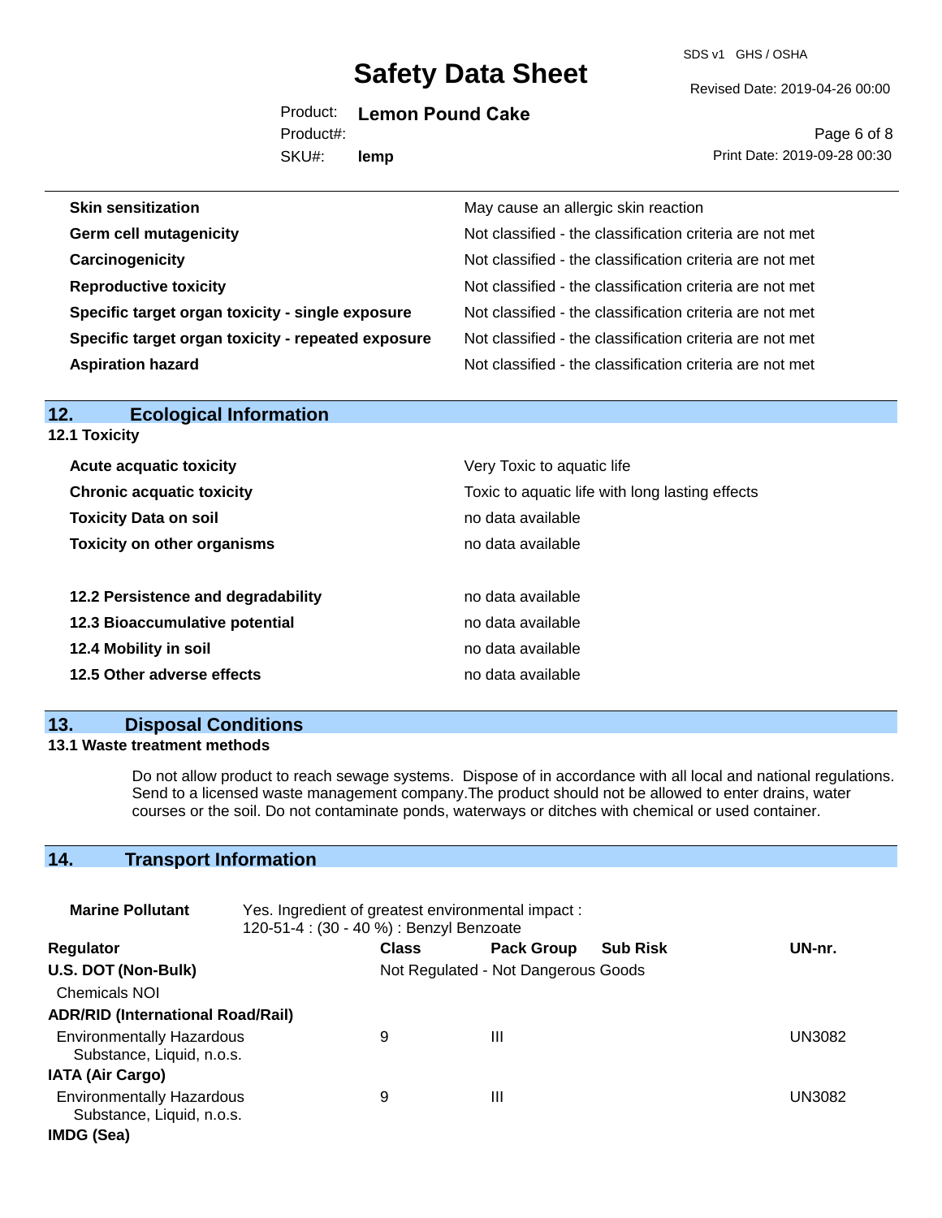| | |
|---|---|
| **Skin sensitization** | May cause an allergic skin reaction |
| **Germ cell mutagenicity** | Not classified - the classification criteria are not met |
| **Carcinogenicity** | Not classified - the classification criteria are not met |
| **Reproductive toxicity** | Not classified - the classification criteria are not met |
| **Specific target organ toxicity - single exposure** | Not classified - the classification criteria are not met |
| **Specific target organ toxicity - repeated exposure** | Not classified - the classification criteria are not met |
| **Aspiration hazard** | Not classified - the classification criteria are not met |

## 12. Ecological Information

### 12.1 Toxicity

| | |
|---|---|
| **Acute acquatic toxicity** | Very Toxic to aquatic life |
| **Chronic acquatic toxicity** | Toxic to aquatic life with long lasting effects |
| **Toxicity Data on soil** | no data available |
| **Toxicity on other organisms** | no data available |

| | |
|---|---|
| **12.2 Persistence and degradability** | no data available |
| **12.3 Bioaccumulative potential** | no data available |
| **12.4 Mobility in soil** | no data available |
| **12.5 Other adverse effects** | no data available |

## 13. Disposal Conditions

### 13.1 Waste treatment methods

Do not allow product to reach sewage systems. Dispose of in accordance with all local and national regulations. Send to a licensed waste management company.The product should not be allowed to enter drains, water courses or the soil. Do not contaminate ponds, waterways or ditches with chemical or used container.

## 14. Transport Information

**Marine Pollutant** Yes. Ingredient of greatest environmental impact : 120-51-4 : (30 - 40 %) : Benzyl Benzoate

| Regulator | Class | Pack Group | Sub Risk | UN-nr. |
|---|---|---|---|---|
| **U.S. DOT (Non-Bulk)** | Not Regulated - Not Dangerous Goods | | | |
| Chemicals NOI | | | | |
| **ADR/RID (International Road/Rail)** | | | | |
| Environmentally Hazardous Substance, Liquid, n.o.s. | 9 | III | | UN3082 |
| **IATA (Air Cargo)** | | | | |
| Environmentally Hazardous Substance, Liquid, n.o.s. | 9 | III | | UN3082 |
| **IMDG (Sea)** | | | | |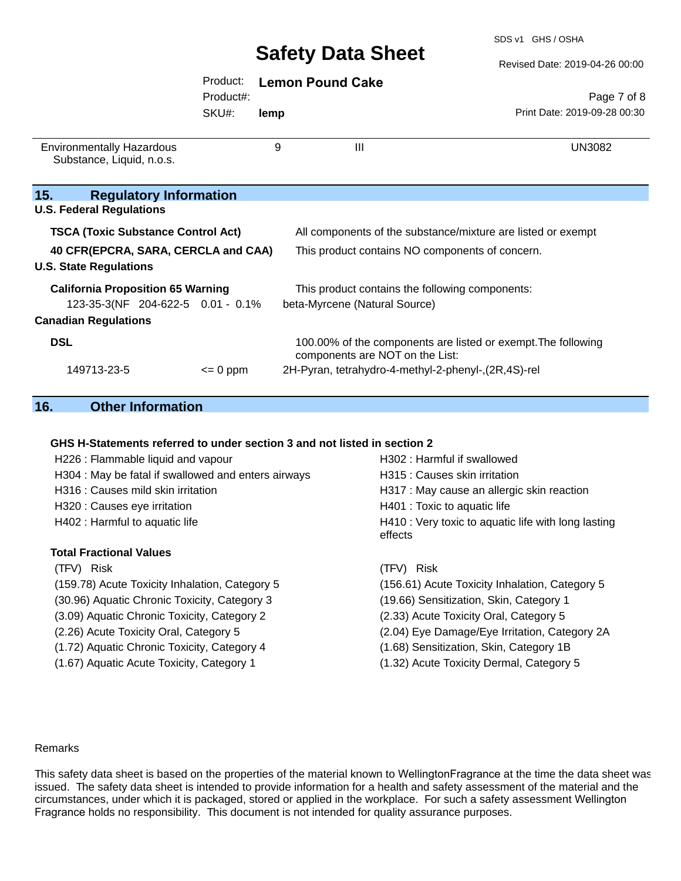| | | | |
|---|---|---|---|
| Environmentally Hazardous Substance, Liquid, n.o.s. | 9 | III | UN3082 |

## 15. Regulatory Information

**U.S. Federal Regulations**

| | |
|---|---|
| **TSCA (Toxic Substance Control Act)** | All components of the substance/mixture are listed or exempt |
| **40 CFR(EPCRA, SARA, CERCLA and CAA)** | This product contains NO components of concern. |

**U.S. State Regulations**

**California Proposition 65 Warning** — This product contains the following components:

| | | | |
|---|---|---|---|
| 123-35-3(NF | 204-622-5 | 0.01 - 0.1% | beta-Myrcene (Natural Source) |

**Canadian Regulations**

**DSL** — 100.00% of the components are listed or exempt.The following components are NOT on the List:

| | | |
|---|---|---|
| 149713-23-5 | <= 0 ppm | 2H-Pyran, tetrahydro-4-methyl-2-phenyl-,(2R,4S)-rel |

## 16. Other Information

**GHS H-Statements referred to under section 3 and not listed in section 2**

- H226 : Flammable liquid and vapour
- H302 : Harmful if swallowed
- H304 : May be fatal if swallowed and enters airways
- H315 : Causes skin irritation
- H316 : Causes mild skin irritation
- H317 : May cause an allergic skin reaction
- H320 : Causes eye irritation
- H401 : Toxic to aquatic life
- H402 : Harmful to aquatic life
- H410 : Very toxic to aquatic life with long lasting effects

**Total Fractional Values**

| (TFV) Risk | (TFV) Risk |
|---|---|
| (159.78) Acute Toxicity Inhalation, Category 5 | (156.61) Acute Toxicity Inhalation, Category 5 |
| (30.96) Aquatic Chronic Toxicity, Category 3 | (19.66) Sensitization, Skin, Category 1 |
| (3.09) Aquatic Chronic Toxicity, Category 2 | (2.33) Acute Toxicity Oral, Category 5 |
| (2.26) Acute Toxicity Oral, Category 5 | (2.04) Eye Damage/Eye Irritation, Category 2A |
| (1.72) Aquatic Chronic Toxicity, Category 4 | (1.68) Sensitization, Skin, Category 1B |
| (1.67) Aquatic Acute Toxicity, Category 1 | (1.32) Acute Toxicity Dermal, Category 5 |

Remarks

This safety data sheet is based on the properties of the material known to WellingtonFragrance at the time the data sheet was issued. The safety data sheet is intended to provide information for a health and safety assessment of the material and the circumstances, under which it is packaged, stored or applied in the workplace. For such a safety assessment Wellington Fragrance holds no responsibility. This document is not intended for quality assurance purposes.